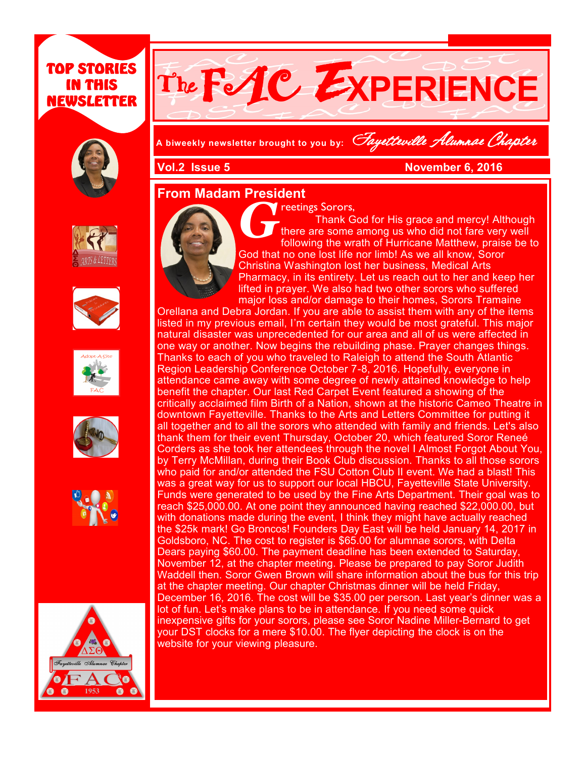# TOP STORIES IN THIS NEWSLETTER

# The FAC EXPERIENCE

A biweekly newsletter brought to you by: *Fayetteville Alumnae Chapter*

**Vol.2 Issue 5** **November 6, 2016**

## From Madam President

Greetings Sorors,

Thank God for His grace and mercy! Although there are some among us who did not fare very well following the wrath of Hurricane Matthew, praise be to God that no one lost life nor limb! As we all know, Soror Christina Washington lost her business, Medical Arts Pharmacy, in its entirety. Let us reach out to her and keep her lifted in prayer. We also had two other sorors who suffered major loss and/or damage to their homes, Sorors Tramaine Orellana and Debra Jordan. If you are able to assist them with any of the items listed in my previous email, I'm certain they would be most grateful. This major natural disaster was unprecedented for our area and all of us were affected in one way or another. Now begins the rebuilding phase. Prayer changes things. Thanks to each of you who traveled to Raleigh to attend the South Atlantic Region Leadership Conference October 7-8, 2016. Hopefully, everyone in attendance came away with some degree of newly attained knowledge to help benefit the chapter. Our last Red Carpet Event featured a showing of the critically acclaimed film Birth of a Nation, shown at the historic Cameo Theatre in downtown Fayetteville. Thanks to the Arts and Letters Committee for putting it all together and to all the sorors who attended with family and friends. Let's also thank them for their event Thursday, October 20, which featured Soror Reneé Corders as she took her attendees through the novel I Almost Forgot About You, by Terry McMillan, during their Book Club discussion. Thanks to all those sorors who paid for and/or attended the FSU Cotton Club II event. We had a blast! This was a great way for us to support our local HBCU, Fayetteville State University. Funds were generated to be used by the Fine Arts Department. Their goal was to reach $25,000.00. At one point they announced having reached $22,000.00, but with donations made during the event, I think they might have actually reached the $25k mark! Go Broncos! Founders Day East will be held January 14, 2017 in Goldsboro, NC. The cost to register is $65.00 for alumnae sorors, with Delta Dears paying $60.00. The payment deadline has been extended to Saturday, November 12, at the chapter meeting. Please be prepared to pay Soror Judith Waddell then. Soror Gwen Brown will share information about the bus for this trip at the chapter meeting. Our chapter Christmas dinner will be held Friday, December 16, 2016. The cost will be $35.00 per person. Last year's dinner was a lot of fun. Let's make plans to be in attendance. If you need some quick inexpensive gifts for your sorors, please see Soror Nadine Miller-Bernard to get your DST clocks for a mere $10.00. The flyer depicting the clock is on the website for your viewing pleasure.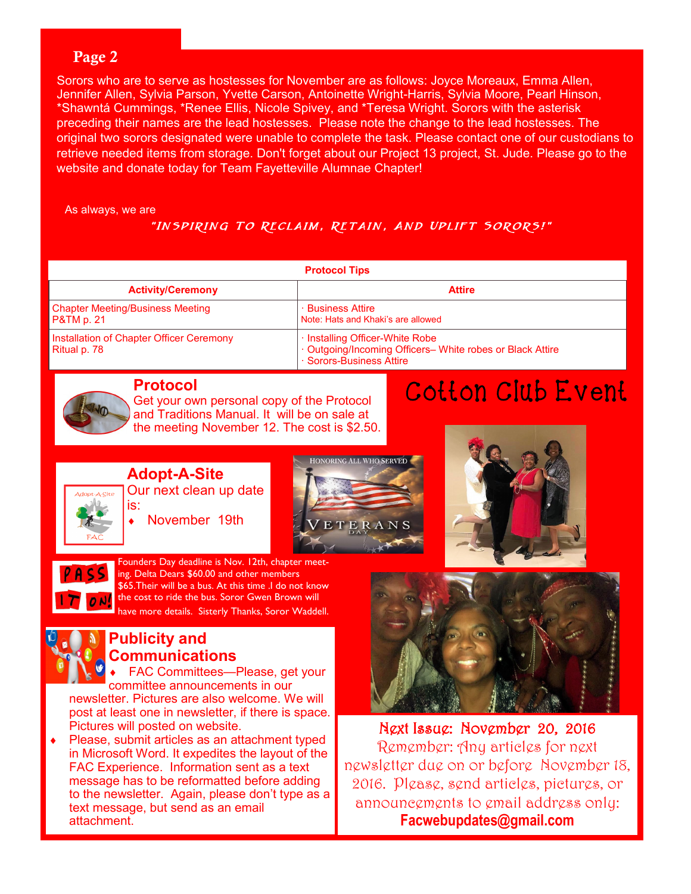Sorors who are to serve as hostesses for November are as follows: Joyce Moreaux, Emma Allen, Jennifer Allen, Sylvia Parson, Yvette Carson, Antoinette Wright-Harris, Sylvia Moore, Pearl Hinson, *Shawntá Cummings, *Renee Ellis, Nicole Spivey, and *Teresa Wright. Sorors with the asterisk preceding their names are the lead hostesses. Please note the change to the lead hostesses. The original two sorors designated were unable to complete the task. Please contact one of our custodians to retrieve needed items from storage. Don't forget about our Project 13 project, St. Jude. Please go to the website and donate today for Team Fayetteville Alumnae Chapter!

As always, we are

*"Inspiring To Reclaim, Retain, and Uplift Sorors!"*

**Protocol Tips**

| Activity/Ceremony | Attire |
|---|---|
| Chapter Meeting/Business Meeting<br>P&TM p. 21 | · Business Attire<br>Note: Hats and Khaki's are allowed |
| Installation of Chapter Officer Ceremony<br>Ritual p. 78 | · Installing Officer-White Robe<br>· Outgoing/Incoming Officers– White robes or Black Attire<br>· Sorors-Business Attire |

## Protocol

Get your own personal copy of the Protocol and Traditions Manual. It will be on sale at the meeting November 12. The cost is $2.50.

## Cotton Club Event

## Adopt-A-Site

Our next clean up date is:

- November 19th

HONORING ALL WHO SERVED

VETERANS DAY

PASS IT ON!

Founders Day deadline is Nov. 12th, chapter meeting. Delta Dears $60.00 and other members $65.Their will be a bus. At this time .I do not know the cost to ride the bus. Soror Gwen Brown will have more details. Sisterly Thanks, Soror Waddell.

## Publicity and Communications

- FAC Committees—Please, get your committee announcements in our newsletter. Pictures are also welcome. We will post at least one in newsletter, if there is space. Pictures will posted on website.
- Please, submit articles as an attachment typed in Microsoft Word. It expedites the layout of the FAC Experience. Information sent as a text message has to be reformatted before adding to the newsletter. Again, please don't type as a text message, but send as an email attachment.

**Next Issue: November 20, 2016**

Remember: Any articles for next newsletter due on or before November 18, 2016. Please, send articles, pictures, or announcements to email address only:

**Facwebupdates@gmail.com**